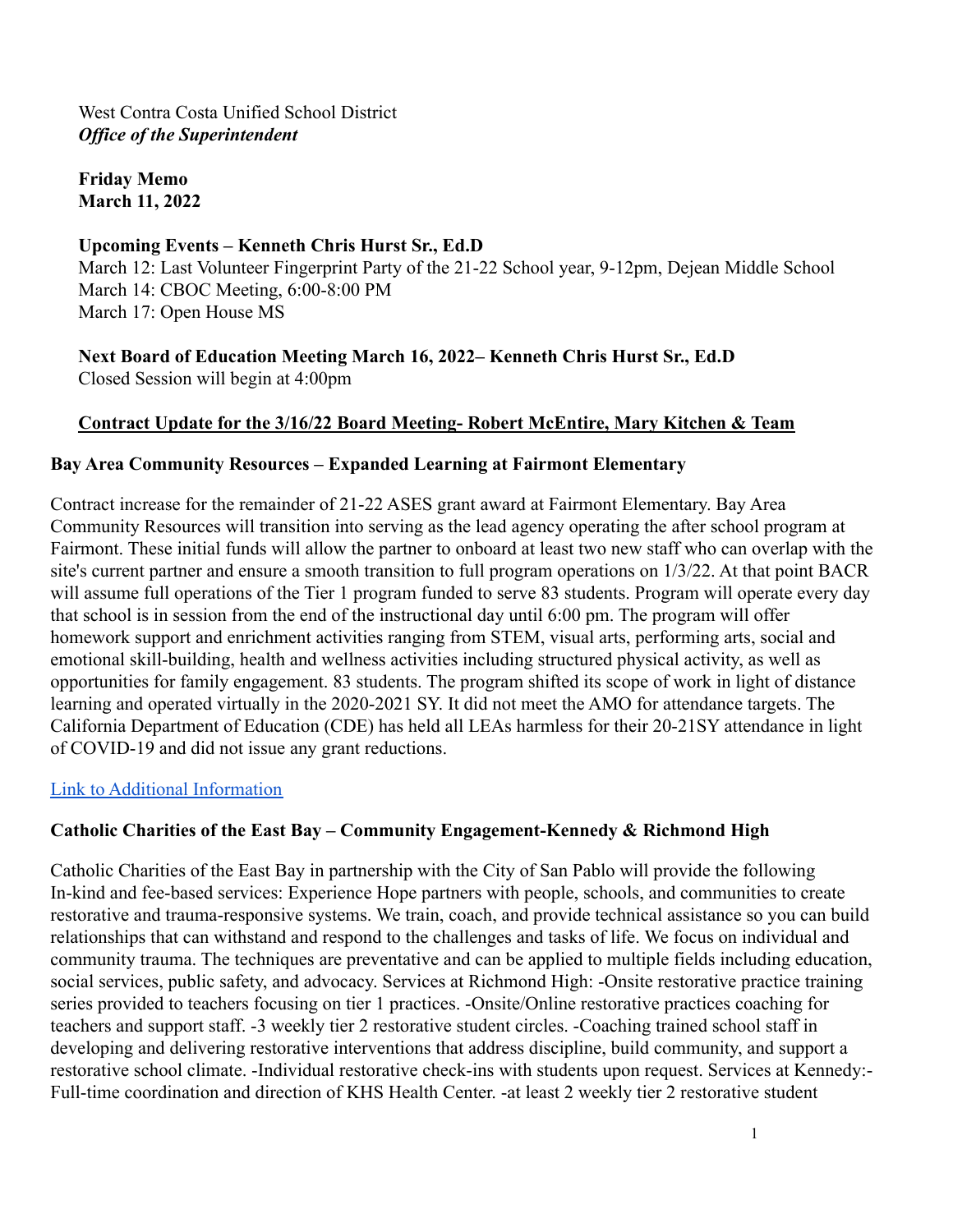West Contra Costa Unified School District
***Office of the Superintendent***

**Friday Memo**
**March 11, 2022**

**Upcoming Events – Kenneth Chris Hurst Sr., Ed.D**
March 12: Last Volunteer Fingerprint Party of the 21-22 School year, 9-12pm, Dejean Middle School
March 14: CBOC Meeting, 6:00-8:00 PM
March 17: Open House MS

**Next Board of Education Meeting March 16, 2022– Kenneth Chris Hurst Sr., Ed.D**
Closed Session will begin at 4:00pm

## Contract Update for the 3/16/22 Board Meeting- Robert McEntire, Mary Kitchen & Team

### Bay Area Community Resources – Expanded Learning at Fairmont Elementary

Contract increase for the remainder of 21-22 ASES grant award at Fairmont Elementary. Bay Area Community Resources will transition into serving as the lead agency operating the after school program at Fairmont. These initial funds will allow the partner to onboard at least two new staff who can overlap with the site's current partner and ensure a smooth transition to full program operations on 1/3/22. At that point BACR will assume full operations of the Tier 1 program funded to serve 83 students. Program will operate every day that school is in session from the end of the instructional day until 6:00 pm. The program will offer homework support and enrichment activities ranging from STEM, visual arts, performing arts, social and emotional skill-building, health and wellness activities including structured physical activity, as well as opportunities for family engagement. 83 students. The program shifted its scope of work in light of distance learning and operated virtually in the 2020-2021 SY. It did not meet the AMO for attendance targets. The California Department of Education (CDE) has held all LEAs harmless for their 20-21SY attendance in light of COVID-19 and did not issue any grant reductions.

Link to Additional Information

### Catholic Charities of the East Bay – Community Engagement-Kennedy & Richmond High

Catholic Charities of the East Bay in partnership with the City of San Pablo will provide the following In-kind and fee-based services: Experience Hope partners with people, schools, and communities to create restorative and trauma-responsive systems. We train, coach, and provide technical assistance so you can build relationships that can withstand and respond to the challenges and tasks of life. We focus on individual and community trauma. The techniques are preventative and can be applied to multiple fields including education, social services, public safety, and advocacy. Services at Richmond High: -Onsite restorative practice training series provided to teachers focusing on tier 1 practices. -Onsite/Online restorative practices coaching for teachers and support staff. -3 weekly tier 2 restorative student circles. -Coaching trained school staff in developing and delivering restorative interventions that address discipline, build community, and support a restorative school climate. -Individual restorative check-ins with students upon request. Services at Kennedy:- Full-time coordination and direction of KHS Health Center. -at least 2 weekly tier 2 restorative student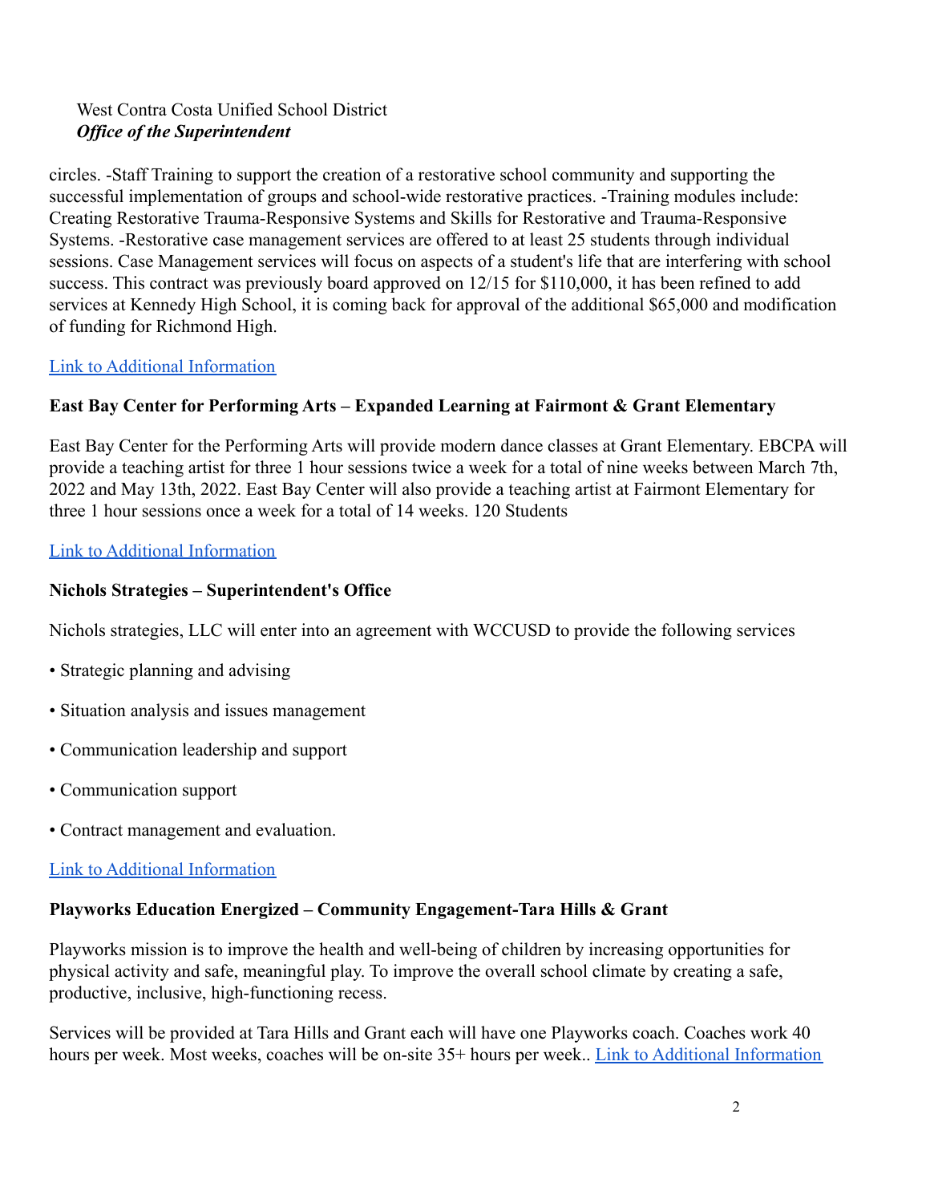circles. -Staff Training to support the creation of a restorative school community and supporting the successful implementation of groups and school-wide restorative practices. -Training modules include: Creating Restorative Trauma-Responsive Systems and Skills for Restorative and Trauma-Responsive Systems. -Restorative case management services are offered to at least 25 students through individual sessions. Case Management services will focus on aspects of a student's life that are interfering with school success. This contract was previously board approved on 12/15 for $110,000, it has been refined to add services at Kennedy High School, it is coming back for approval of the additional $65,000 and modification of funding for Richmond High.

Link to Additional Information

**East Bay Center for Performing Arts – Expanded Learning at Fairmont & Grant Elementary**

East Bay Center for the Performing Arts will provide modern dance classes at Grant Elementary. EBCPA will provide a teaching artist for three 1 hour sessions twice a week for a total of nine weeks between March 7th, 2022 and May 13th, 2022. East Bay Center will also provide a teaching artist at Fairmont Elementary for three 1 hour sessions once a week for a total of 14 weeks. 120 Students

Link to Additional Information

**Nichols Strategies – Superintendent's Office**

Nichols strategies, LLC will enter into an agreement with WCCUSD to provide the following services

- Strategic planning and advising
- Situation analysis and issues management
- Communication leadership and support
- Communication support
- Contract management and evaluation.

Link to Additional Information

**Playworks Education Energized – Community Engagement-Tara Hills & Grant**

Playworks mission is to improve the health and well-being of children by increasing opportunities for physical activity and safe, meaningful play. To improve the overall school climate by creating a safe, productive, inclusive, high-functioning recess.

Services will be provided at Tara Hills and Grant each will have one Playworks coach. Coaches work 40 hours per week. Most weeks, coaches will be on-site 35+ hours per week.. Link to Additional Information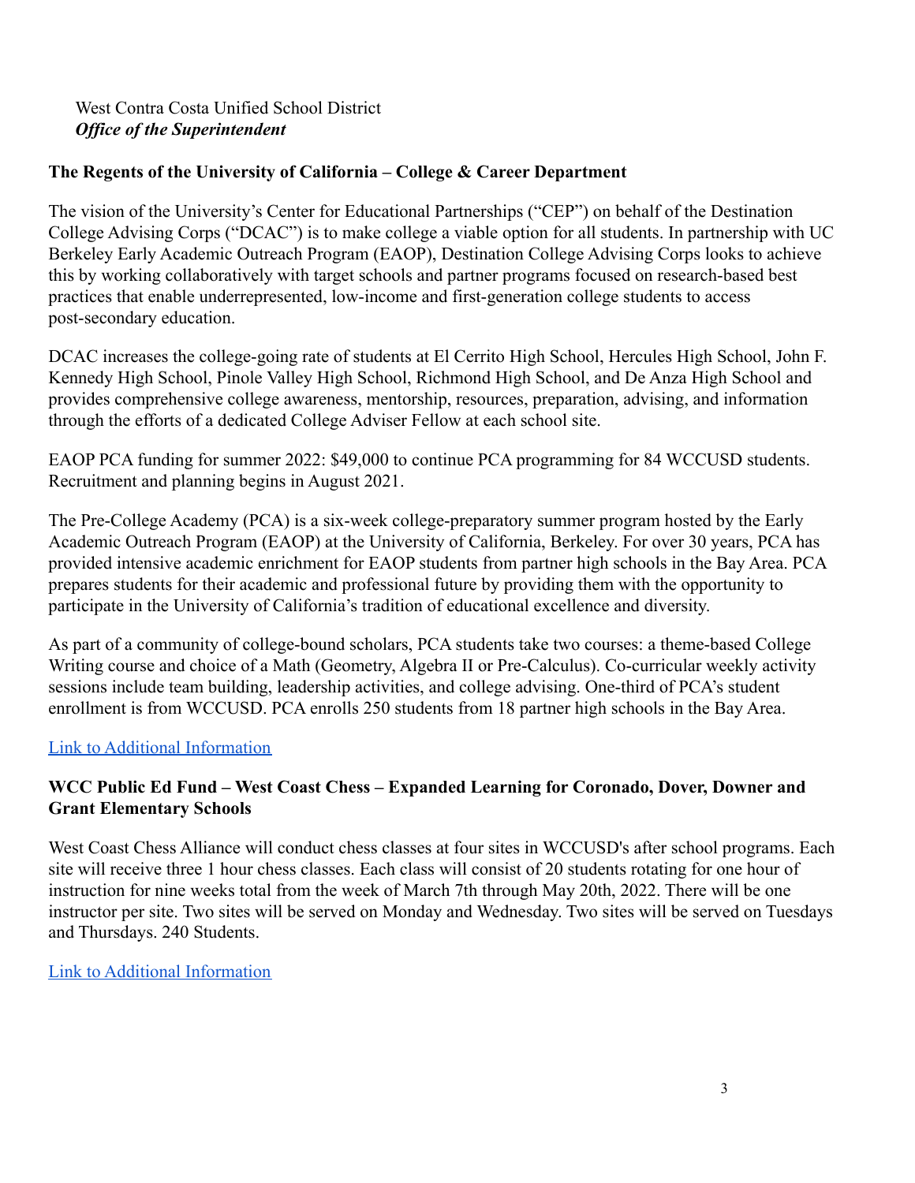West Contra Costa Unified School District
***Office of the Superintendent***

**The Regents of the University of California – College & Career Department**

The vision of the University's Center for Educational Partnerships ("CEP") on behalf of the Destination College Advising Corps ("DCAC") is to make college a viable option for all students. In partnership with UC Berkeley Early Academic Outreach Program (EAOP), Destination College Advising Corps looks to achieve this by working collaboratively with target schools and partner programs focused on research-based best practices that enable underrepresented, low-income and first-generation college students to access post-secondary education.

DCAC increases the college-going rate of students at El Cerrito High School, Hercules High School, John F. Kennedy High School, Pinole Valley High School, Richmond High School, and De Anza High School and provides comprehensive college awareness, mentorship, resources, preparation, advising, and information through the efforts of a dedicated College Adviser Fellow at each school site.

EAOP PCA funding for summer 2022: $49,000 to continue PCA programming for 84 WCCUSD students. Recruitment and planning begins in August 2021.

The Pre-College Academy (PCA) is a six-week college-preparatory summer program hosted by the Early Academic Outreach Program (EAOP) at the University of California, Berkeley. For over 30 years, PCA has provided intensive academic enrichment for EAOP students from partner high schools in the Bay Area. PCA prepares students for their academic and professional future by providing them with the opportunity to participate in the University of California's tradition of educational excellence and diversity.

As part of a community of college-bound scholars, PCA students take two courses: a theme-based College Writing course and choice of a Math (Geometry, Algebra II or Pre-Calculus). Co-curricular weekly activity sessions include team building, leadership activities, and college advising. One-third of PCA's student enrollment is from WCCUSD. PCA enrolls 250 students from 18 partner high schools in the Bay Area.

Link to Additional Information

**WCC Public Ed Fund – West Coast Chess – Expanded Learning for Coronado, Dover, Downer and Grant Elementary Schools**

West Coast Chess Alliance will conduct chess classes at four sites in WCCUSD's after school programs. Each site will receive three 1 hour chess classes. Each class will consist of 20 students rotating for one hour of instruction for nine weeks total from the week of March 7th through May 20th, 2022. There will be one instructor per site. Two sites will be served on Monday and Wednesday. Two sites will be served on Tuesdays and Thursdays. 240 Students.

Link to Additional Information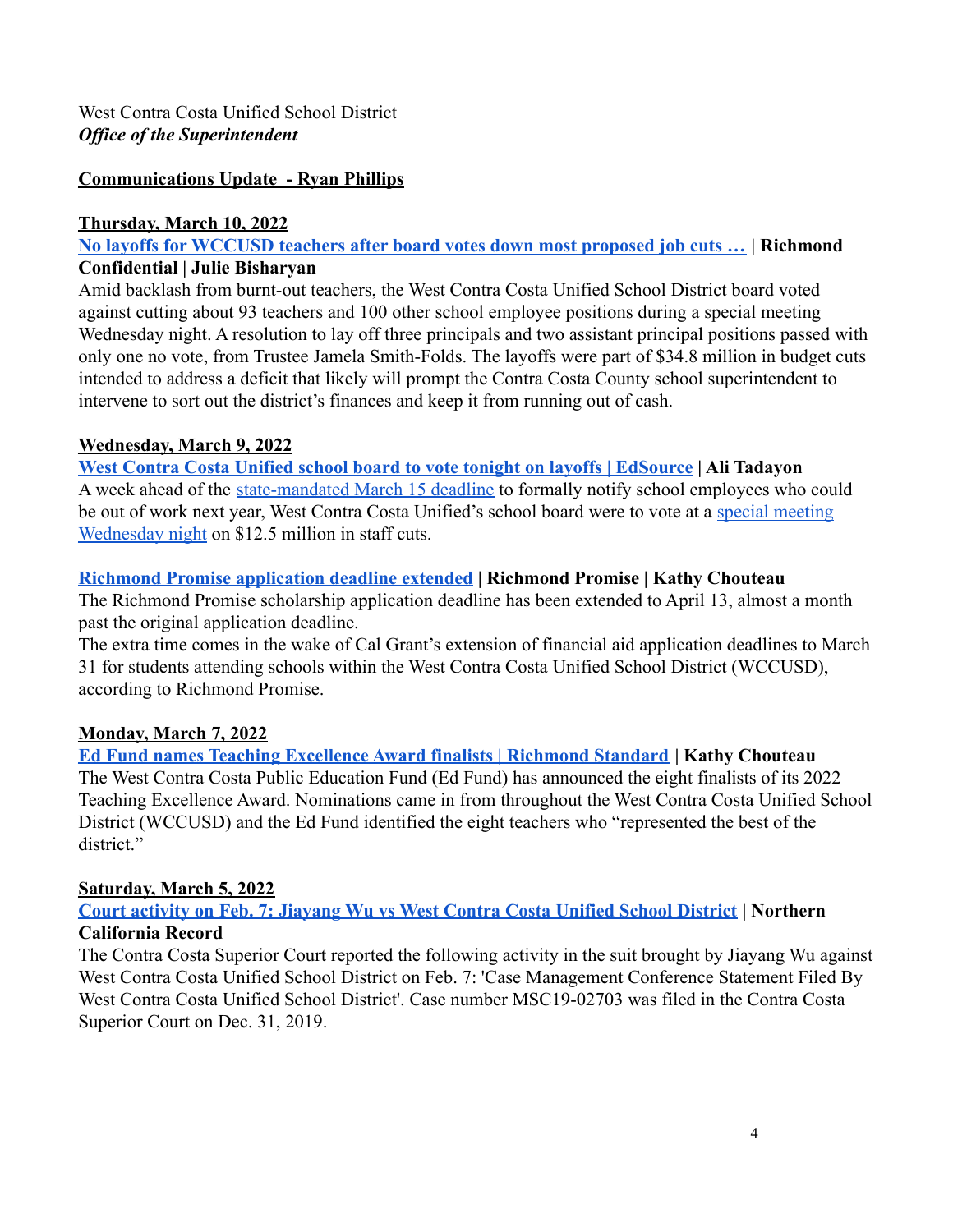West Contra Costa Unified School District
***Office of the Superintendent***

**Communications Update - Ryan Phillips**

**Thursday, March 10, 2022**

**No layoffs for WCCUSD teachers after board votes down most proposed job cuts … | Richmond Confidential | Julie Bisharyan**

Amid backlash from burnt-out teachers, the West Contra Costa Unified School District board voted against cutting about 93 teachers and 100 other school employee positions during a special meeting Wednesday night. A resolution to lay off three principals and two assistant principal positions passed with only one no vote, from Trustee Jamela Smith-Folds. The layoffs were part of $34.8 million in budget cuts intended to address a deficit that likely will prompt the Contra Costa County school superintendent to intervene to sort out the district's finances and keep it from running out of cash.

**Wednesday, March 9, 2022**

**West Contra Costa Unified school board to vote tonight on layoffs | EdSource | Ali Tadayon**

A week ahead of the state-mandated March 15 deadline to formally notify school employees who could be out of work next year, West Contra Costa Unified's school board were to vote at a special meeting Wednesday night on $12.5 million in staff cuts.

**Richmond Promise application deadline extended | Richmond Promise | Kathy Chouteau**

The Richmond Promise scholarship application deadline has been extended to April 13, almost a month past the original application deadline.

The extra time comes in the wake of Cal Grant's extension of financial aid application deadlines to March 31 for students attending schools within the West Contra Costa Unified School District (WCCUSD), according to Richmond Promise.

**Monday, March 7, 2022**

**Ed Fund names Teaching Excellence Award finalists | Richmond Standard | Kathy Chouteau**

The West Contra Costa Public Education Fund (Ed Fund) has announced the eight finalists of its 2022 Teaching Excellence Award. Nominations came in from throughout the West Contra Costa Unified School District (WCCUSD) and the Ed Fund identified the eight teachers who "represented the best of the district."

**Saturday, March 5, 2022**

**Court activity on Feb. 7: Jiayang Wu vs West Contra Costa Unified School District | Northern California Record**

The Contra Costa Superior Court reported the following activity in the suit brought by Jiayang Wu against West Contra Costa Unified School District on Feb. 7: 'Case Management Conference Statement Filed By West Contra Costa Unified School District'. Case number MSC19-02703 was filed in the Contra Costa Superior Court on Dec. 31, 2019.